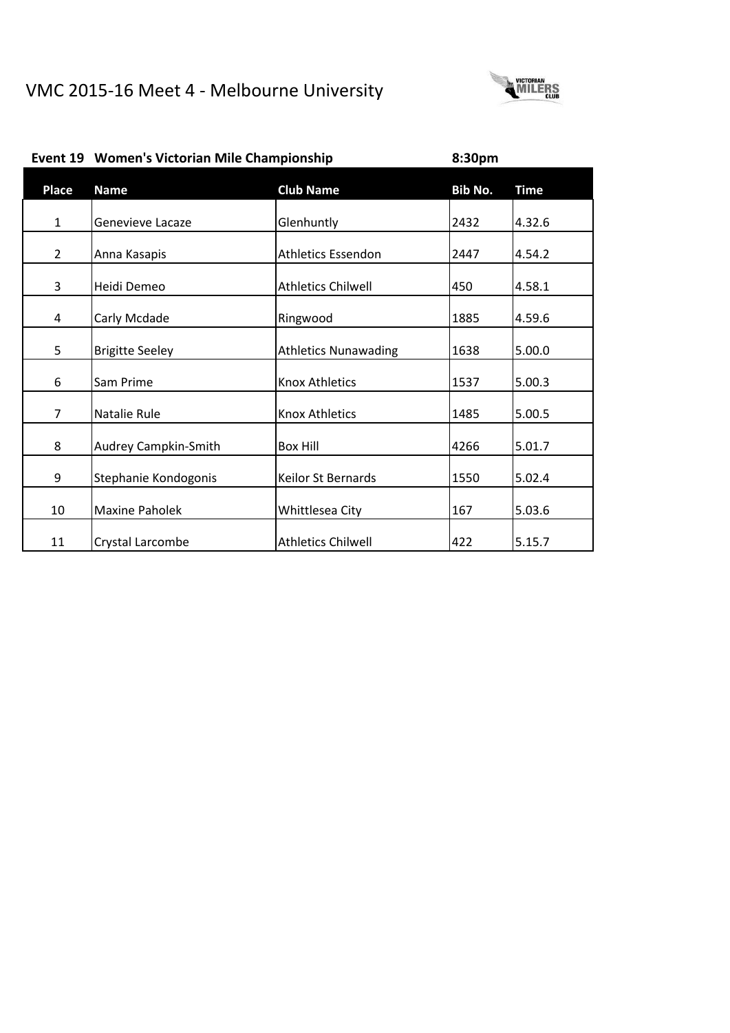# VMC 2015-16 Meet 4 - Melbourne University

**Event 19 Women's Victorian Mile Championship** **8:30pm**

| Place | Name | Club Name | Bib No. | Time |
|---|---|---|---|---|
| 1 | Genevieve Lacaze | Glenhuntly | 2432 | 4.32.6 |
| 2 | Anna Kasapis | Athletics Essendon | 2447 | 4.54.2 |
| 3 | Heidi Demeo | Athletics Chilwell | 450 | 4.58.1 |
| 4 | Carly Mcdade | Ringwood | 1885 | 4.59.6 |
| 5 | Brigitte Seeley | Athletics Nunawading | 1638 | 5.00.0 |
| 6 | Sam Prime | Knox Athletics | 1537 | 5.00.3 |
| 7 | Natalie Rule | Knox Athletics | 1485 | 5.00.5 |
| 8 | Audrey Campkin-Smith | Box Hill | 4266 | 5.01.7 |
| 9 | Stephanie Kondogonis | Keilor St Bernards | 1550 | 5.02.4 |
| 10 | Maxine Paholek | Whittlesea City | 167 | 5.03.6 |
| 11 | Crystal Larcombe | Athletics Chilwell | 422 | 5.15.7 |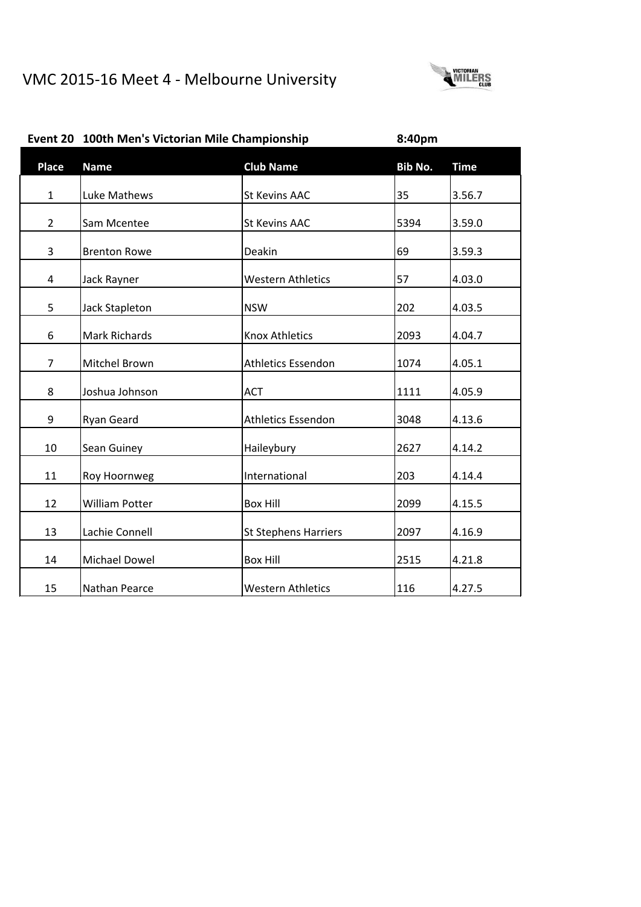# VMC 2015-16 Meet 4 - Melbourne University

**Event 20 100th Men's Victorian Mile Championship** **8:40pm**

| Place | Name | Club Name | Bib No. | Time |
|---|---|---|---|---|
| 1 | Luke Mathews | St Kevins AAC | 35 | 3.56.7 |
| 2 | Sam Mcentee | St Kevins AAC | 5394 | 3.59.0 |
| 3 | Brenton Rowe | Deakin | 69 | 3.59.3 |
| 4 | Jack Rayner | Western Athletics | 57 | 4.03.0 |
| 5 | Jack Stapleton | NSW | 202 | 4.03.5 |
| 6 | Mark Richards | Knox Athletics | 2093 | 4.04.7 |
| 7 | Mitchel Brown | Athletics Essendon | 1074 | 4.05.1 |
| 8 | Joshua Johnson | ACT | 1111 | 4.05.9 |
| 9 | Ryan Geard | Athletics Essendon | 3048 | 4.13.6 |
| 10 | Sean Guiney | Haileybury | 2627 | 4.14.2 |
| 11 | Roy Hoornweg | International | 203 | 4.14.4 |
| 12 | William Potter | Box Hill | 2099 | 4.15.5 |
| 13 | Lachie Connell | St Stephens Harriers | 2097 | 4.16.9 |
| 14 | Michael Dowel | Box Hill | 2515 | 4.21.8 |
| 15 | Nathan Pearce | Western Athletics | 116 | 4.27.5 |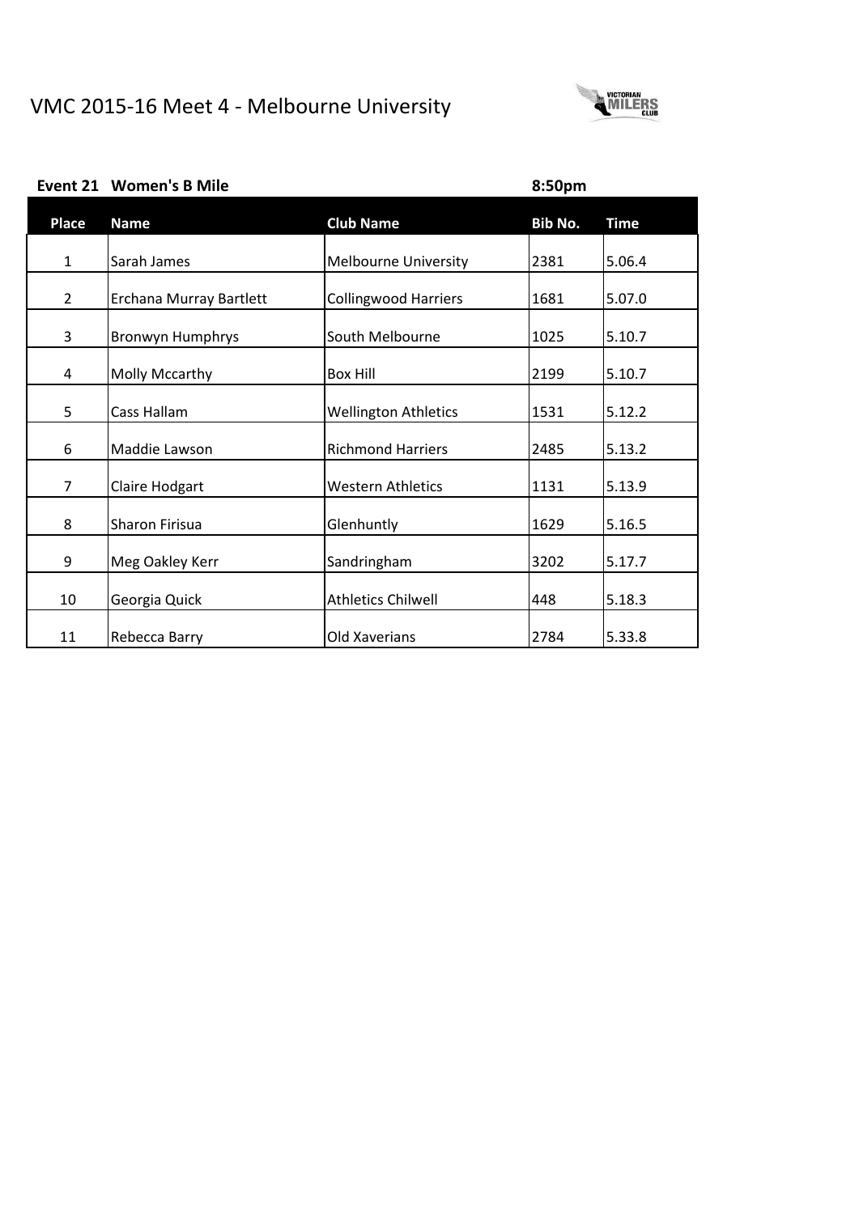# VMC 2015-16 Meet 4 - Melbourne University

**Event 21 Women's B Mile** **8:50pm**

| Place | Name | Club Name | Bib No. | Time |
|---|---|---|---|---|
| 1 | Sarah James | Melbourne University | 2381 | 5.06.4 |
| 2 | Erchana Murray Bartlett | Collingwood Harriers | 1681 | 5.07.0 |
| 3 | Bronwyn Humphrys | South Melbourne | 1025 | 5.10.7 |
| 4 | Molly Mccarthy | Box Hill | 2199 | 5.10.7 |
| 5 | Cass Hallam | Wellington Athletics | 1531 | 5.12.2 |
| 6 | Maddie Lawson | Richmond Harriers | 2485 | 5.13.2 |
| 7 | Claire Hodgart | Western Athletics | 1131 | 5.13.9 |
| 8 | Sharon Firisua | Glenhuntly | 1629 | 5.16.5 |
| 9 | Meg Oakley Kerr | Sandringham | 3202 | 5.17.7 |
| 10 | Georgia Quick | Athletics Chilwell | 448 | 5.18.3 |
| 11 | Rebecca Barry | Old Xaverians | 2784 | 5.33.8 |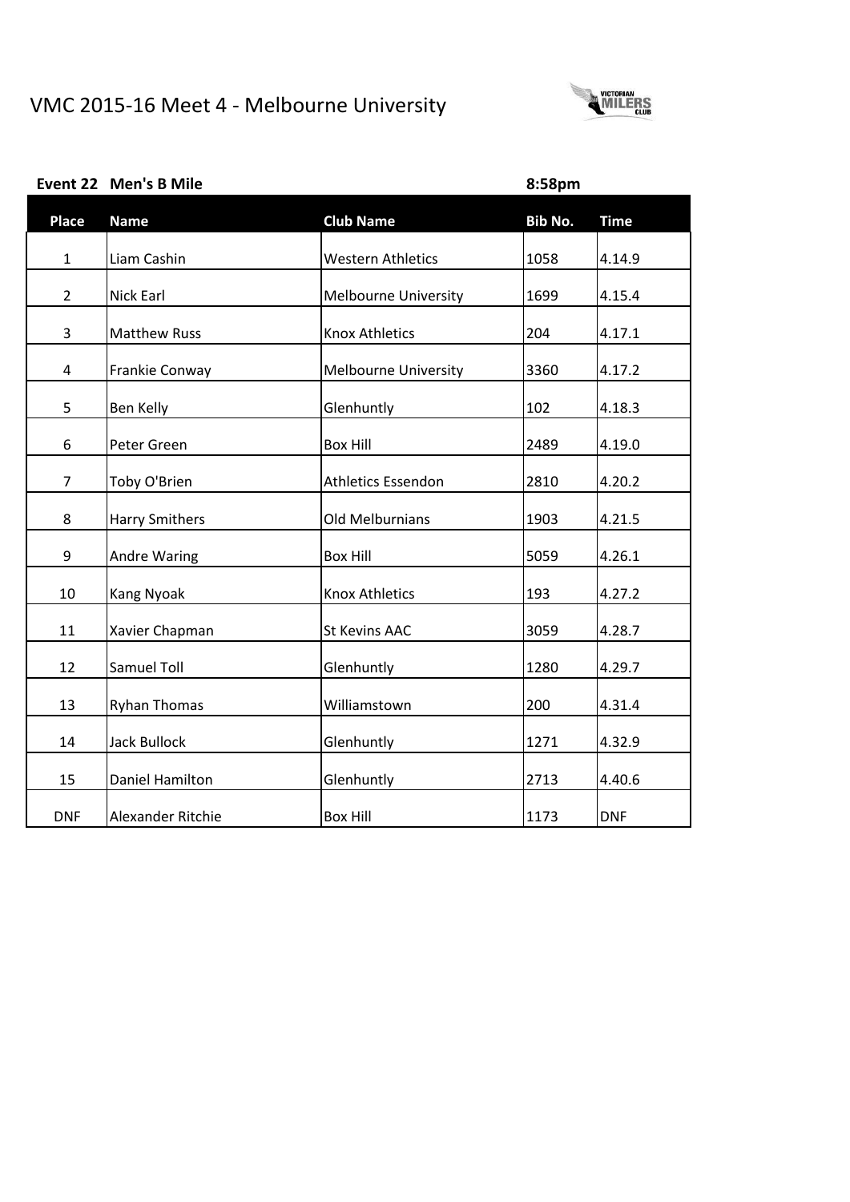# VMC 2015-16 Meet 4 - Melbourne University

**Event 22 Men's B Mile** **8:58pm**

| Place | Name | Club Name | Bib No. | Time |
|---|---|---|---|---|
| 1 | Liam Cashin | Western Athletics | 1058 | 4.14.9 |
| 2 | Nick Earl | Melbourne University | 1699 | 4.15.4 |
| 3 | Matthew Russ | Knox Athletics | 204 | 4.17.1 |
| 4 | Frankie Conway | Melbourne University | 3360 | 4.17.2 |
| 5 | Ben Kelly | Glenhuntly | 102 | 4.18.3 |
| 6 | Peter Green | Box Hill | 2489 | 4.19.0 |
| 7 | Toby O'Brien | Athletics Essendon | 2810 | 4.20.2 |
| 8 | Harry Smithers | Old Melburnians | 1903 | 4.21.5 |
| 9 | Andre Waring | Box Hill | 5059 | 4.26.1 |
| 10 | Kang Nyoak | Knox Athletics | 193 | 4.27.2 |
| 11 | Xavier Chapman | St Kevins AAC | 3059 | 4.28.7 |
| 12 | Samuel Toll | Glenhuntly | 1280 | 4.29.7 |
| 13 | Ryhan Thomas | Williamstown | 200 | 4.31.4 |
| 14 | Jack Bullock | Glenhuntly | 1271 | 4.32.9 |
| 15 | Daniel Hamilton | Glenhuntly | 2713 | 4.40.6 |
| DNF | Alexander Ritchie | Box Hill | 1173 | DNF |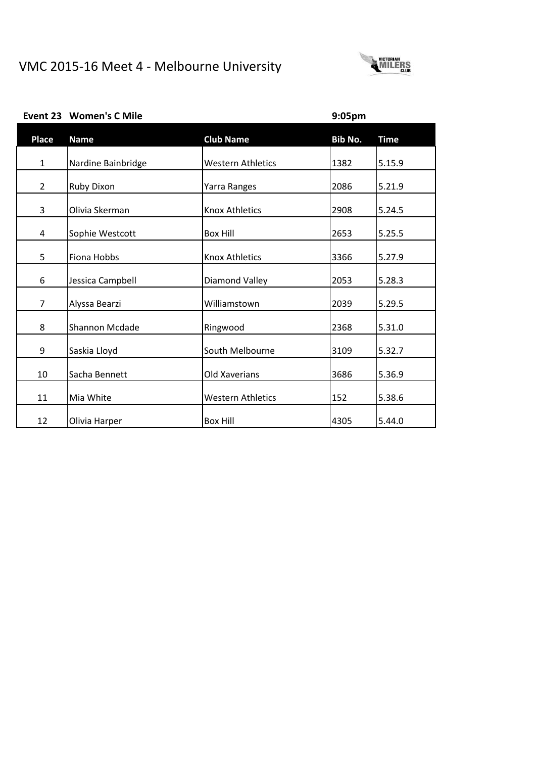# VMC 2015-16 Meet 4 - Melbourne University

**Event 23 Women's C Mile** **9:05pm**

| Place | Name | Club Name | Bib No. | Time |
|---|---|---|---|---|
| 1 | Nardine Bainbridge | Western Athletics | 1382 | 5.15.9 |
| 2 | Ruby Dixon | Yarra Ranges | 2086 | 5.21.9 |
| 3 | Olivia Skerman | Knox Athletics | 2908 | 5.24.5 |
| 4 | Sophie Westcott | Box Hill | 2653 | 5.25.5 |
| 5 | Fiona Hobbs | Knox Athletics | 3366 | 5.27.9 |
| 6 | Jessica Campbell | Diamond Valley | 2053 | 5.28.3 |
| 7 | Alyssa Bearzi | Williamstown | 2039 | 5.29.5 |
| 8 | Shannon Mcdade | Ringwood | 2368 | 5.31.0 |
| 9 | Saskia Lloyd | South Melbourne | 3109 | 5.32.7 |
| 10 | Sacha Bennett | Old Xaverians | 3686 | 5.36.9 |
| 11 | Mia White | Western Athletics | 152 | 5.38.6 |
| 12 | Olivia Harper | Box Hill | 4305 | 5.44.0 |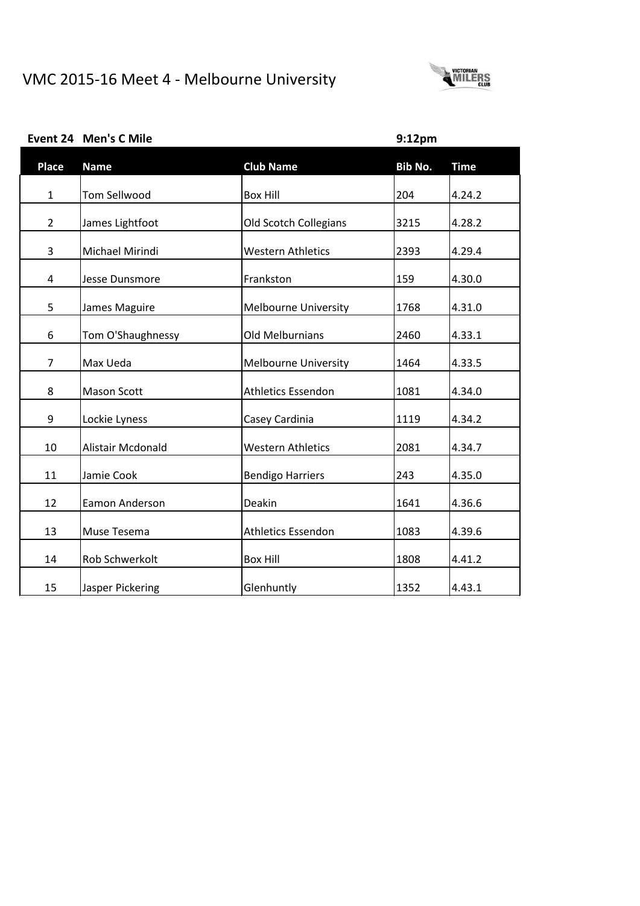# VMC 2015-16 Meet 4 - Melbourne University

**Event 24 Men's C Mile** **9:12pm**

| Place | Name | Club Name | Bib No. | Time |
|---|---|---|---|---|
| 1 | Tom Sellwood | Box Hill | 204 | 4.24.2 |
| 2 | James Lightfoot | Old Scotch Collegians | 3215 | 4.28.2 |
| 3 | Michael Mirindi | Western Athletics | 2393 | 4.29.4 |
| 4 | Jesse Dunsmore | Frankston | 159 | 4.30.0 |
| 5 | James Maguire | Melbourne University | 1768 | 4.31.0 |
| 6 | Tom O'Shaughnessy | Old Melburnians | 2460 | 4.33.1 |
| 7 | Max Ueda | Melbourne University | 1464 | 4.33.5 |
| 8 | Mason Scott | Athletics Essendon | 1081 | 4.34.0 |
| 9 | Lockie Lyness | Casey Cardinia | 1119 | 4.34.2 |
| 10 | Alistair Mcdonald | Western Athletics | 2081 | 4.34.7 |
| 11 | Jamie Cook | Bendigo Harriers | 243 | 4.35.0 |
| 12 | Eamon Anderson | Deakin | 1641 | 4.36.6 |
| 13 | Muse Tesema | Athletics Essendon | 1083 | 4.39.6 |
| 14 | Rob Schwerkolt | Box Hill | 1808 | 4.41.2 |
| 15 | Jasper Pickering | Glenhuntly | 1352 | 4.43.1 |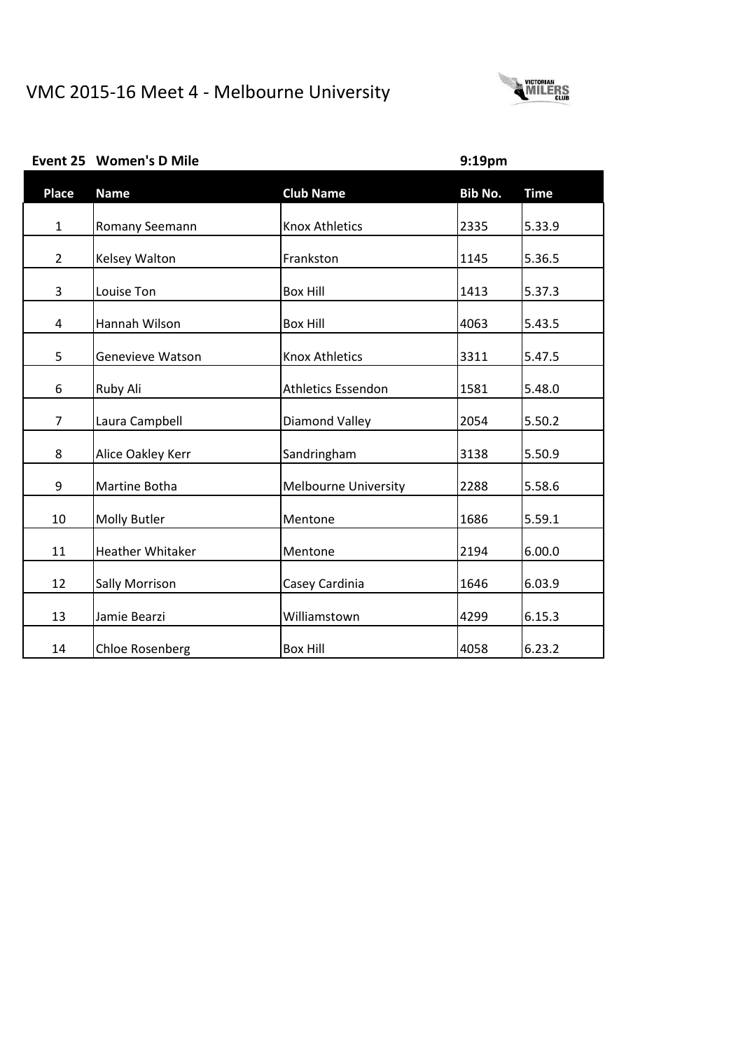# VMC 2015-16 Meet 4 - Melbourne University

**Event 25 Women's D Mile** **9:19pm**

| Place | Name | Club Name | Bib No. | Time |
|---|---|---|---|---|
| 1 | Romany Seemann | Knox Athletics | 2335 | 5.33.9 |
| 2 | Kelsey Walton | Frankston | 1145 | 5.36.5 |
| 3 | Louise Ton | Box Hill | 1413 | 5.37.3 |
| 4 | Hannah Wilson | Box Hill | 4063 | 5.43.5 |
| 5 | Genevieve Watson | Knox Athletics | 3311 | 5.47.5 |
| 6 | Ruby Ali | Athletics Essendon | 1581 | 5.48.0 |
| 7 | Laura Campbell | Diamond Valley | 2054 | 5.50.2 |
| 8 | Alice Oakley Kerr | Sandringham | 3138 | 5.50.9 |
| 9 | Martine Botha | Melbourne University | 2288 | 5.58.6 |
| 10 | Molly Butler | Mentone | 1686 | 5.59.1 |
| 11 | Heather Whitaker | Mentone | 2194 | 6.00.0 |
| 12 | Sally Morrison | Casey Cardinia | 1646 | 6.03.9 |
| 13 | Jamie Bearzi | Williamstown | 4299 | 6.15.3 |
| 14 | Chloe Rosenberg | Box Hill | 4058 | 6.23.2 |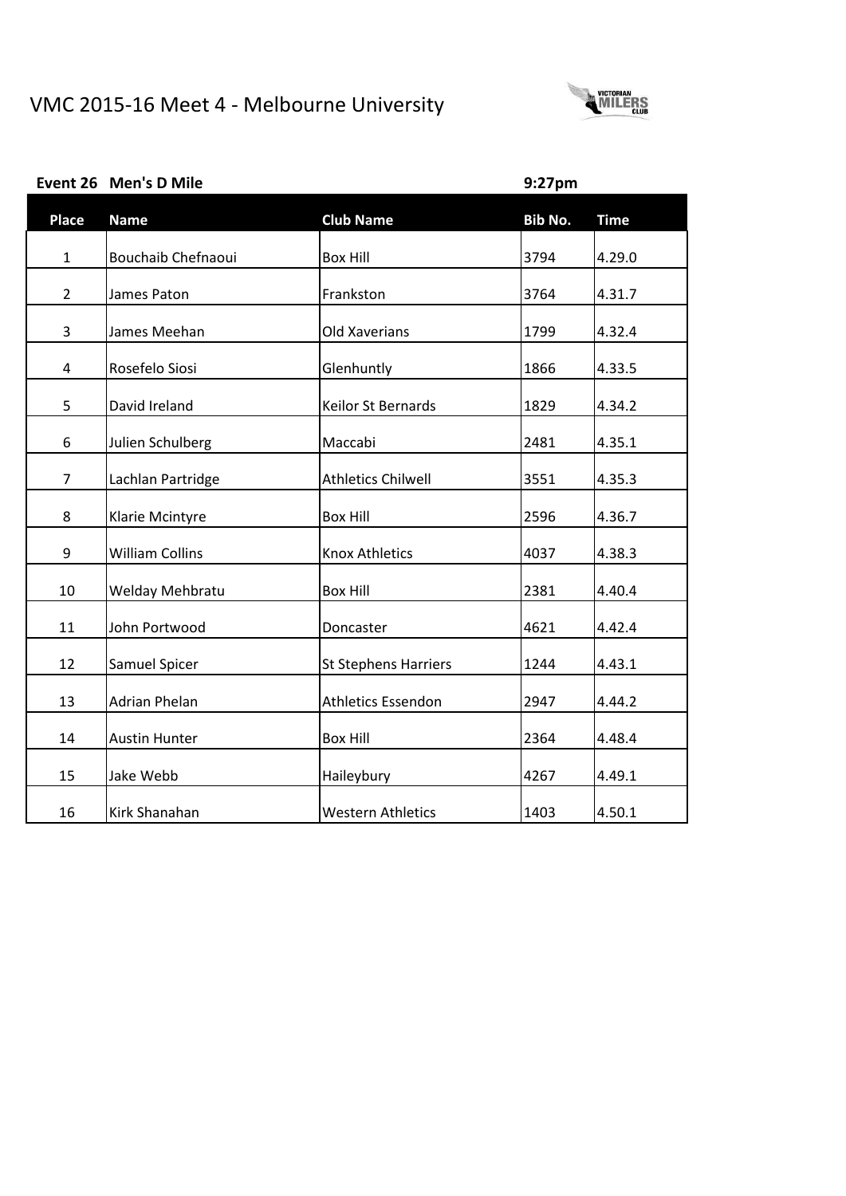# VMC 2015-16 Meet 4 - Melbourne University

**Event 26 Men's D Mile** **9:27pm**

| Place | Name | Club Name | Bib No. | Time |
|---|---|---|---|---|
| 1 | Bouchaib Chefnaoui | Box Hill | 3794 | 4.29.0 |
| 2 | James Paton | Frankston | 3764 | 4.31.7 |
| 3 | James Meehan | Old Xaverians | 1799 | 4.32.4 |
| 4 | Rosefelo Siosi | Glenhuntly | 1866 | 4.33.5 |
| 5 | David Ireland | Keilor St Bernards | 1829 | 4.34.2 |
| 6 | Julien Schulberg | Maccabi | 2481 | 4.35.1 |
| 7 | Lachlan Partridge | Athletics Chilwell | 3551 | 4.35.3 |
| 8 | Klarie Mcintyre | Box Hill | 2596 | 4.36.7 |
| 9 | William Collins | Knox Athletics | 4037 | 4.38.3 |
| 10 | Welday Mehbratu | Box Hill | 2381 | 4.40.4 |
| 11 | John Portwood | Doncaster | 4621 | 4.42.4 |
| 12 | Samuel Spicer | St Stephens Harriers | 1244 | 4.43.1 |
| 13 | Adrian Phelan | Athletics Essendon | 2947 | 4.44.2 |
| 14 | Austin Hunter | Box Hill | 2364 | 4.48.4 |
| 15 | Jake Webb | Haileybury | 4267 | 4.49.1 |
| 16 | Kirk Shanahan | Western Athletics | 1403 | 4.50.1 |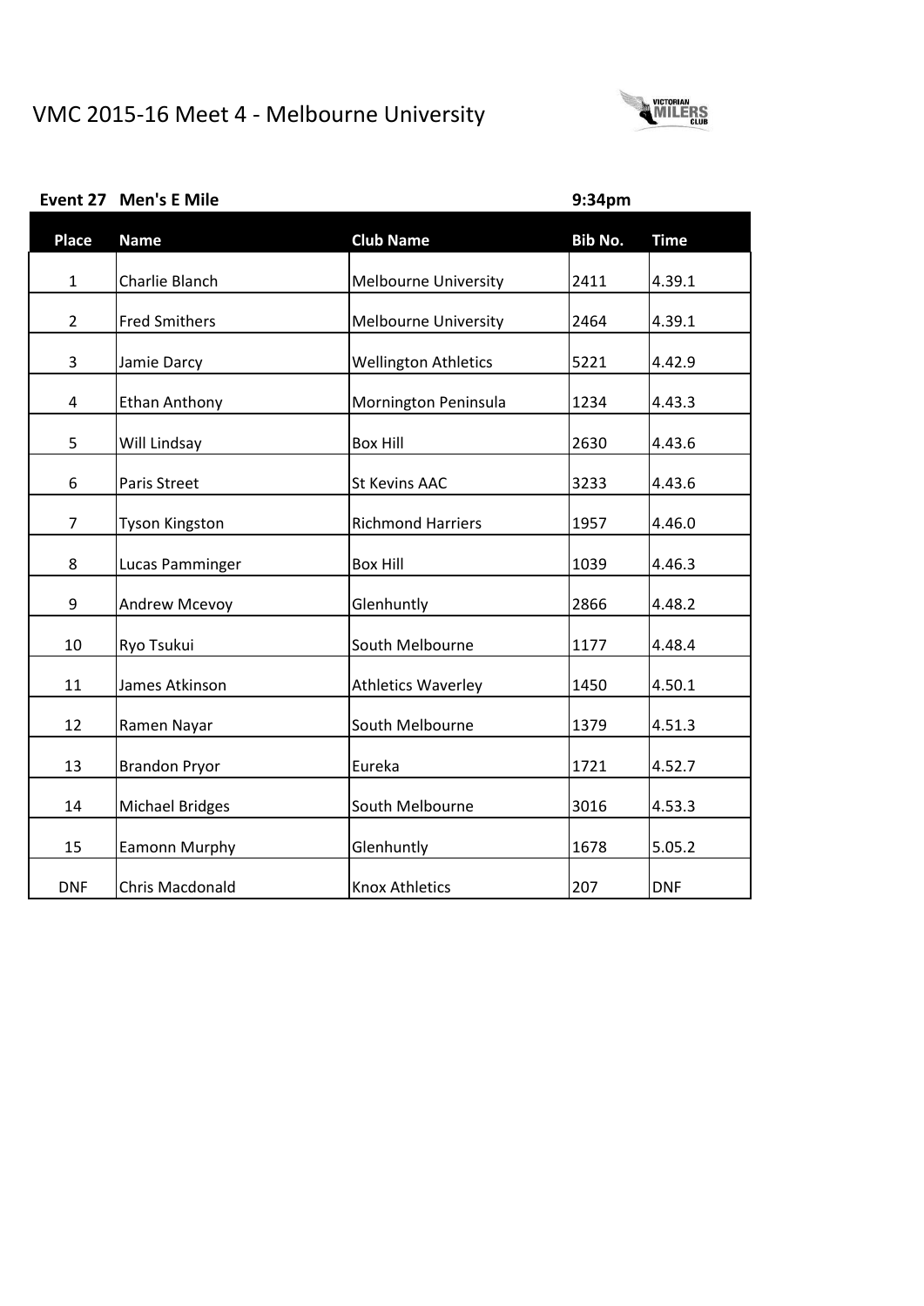# VMC 2015-16 Meet 4 - Melbourne University

**Event 27 Men's E Mile** **9:34pm**

| Place | Name | Club Name | Bib No. | Time |
|---|---|---|---|---|
| 1 | Charlie Blanch | Melbourne University | 2411 | 4.39.1 |
| 2 | Fred Smithers | Melbourne University | 2464 | 4.39.1 |
| 3 | Jamie Darcy | Wellington Athletics | 5221 | 4.42.9 |
| 4 | Ethan Anthony | Mornington Peninsula | 1234 | 4.43.3 |
| 5 | Will Lindsay | Box Hill | 2630 | 4.43.6 |
| 6 | Paris Street | St Kevins AAC | 3233 | 4.43.6 |
| 7 | Tyson Kingston | Richmond Harriers | 1957 | 4.46.0 |
| 8 | Lucas Pamminger | Box Hill | 1039 | 4.46.3 |
| 9 | Andrew Mcevoy | Glenhuntly | 2866 | 4.48.2 |
| 10 | Ryo Tsukui | South Melbourne | 1177 | 4.48.4 |
| 11 | James Atkinson | Athletics Waverley | 1450 | 4.50.1 |
| 12 | Ramen Nayar | South Melbourne | 1379 | 4.51.3 |
| 13 | Brandon Pryor | Eureka | 1721 | 4.52.7 |
| 14 | Michael Bridges | South Melbourne | 3016 | 4.53.3 |
| 15 | Eamonn Murphy | Glenhuntly | 1678 | 5.05.2 |
| DNF | Chris Macdonald | Knox Athletics | 207 | DNF |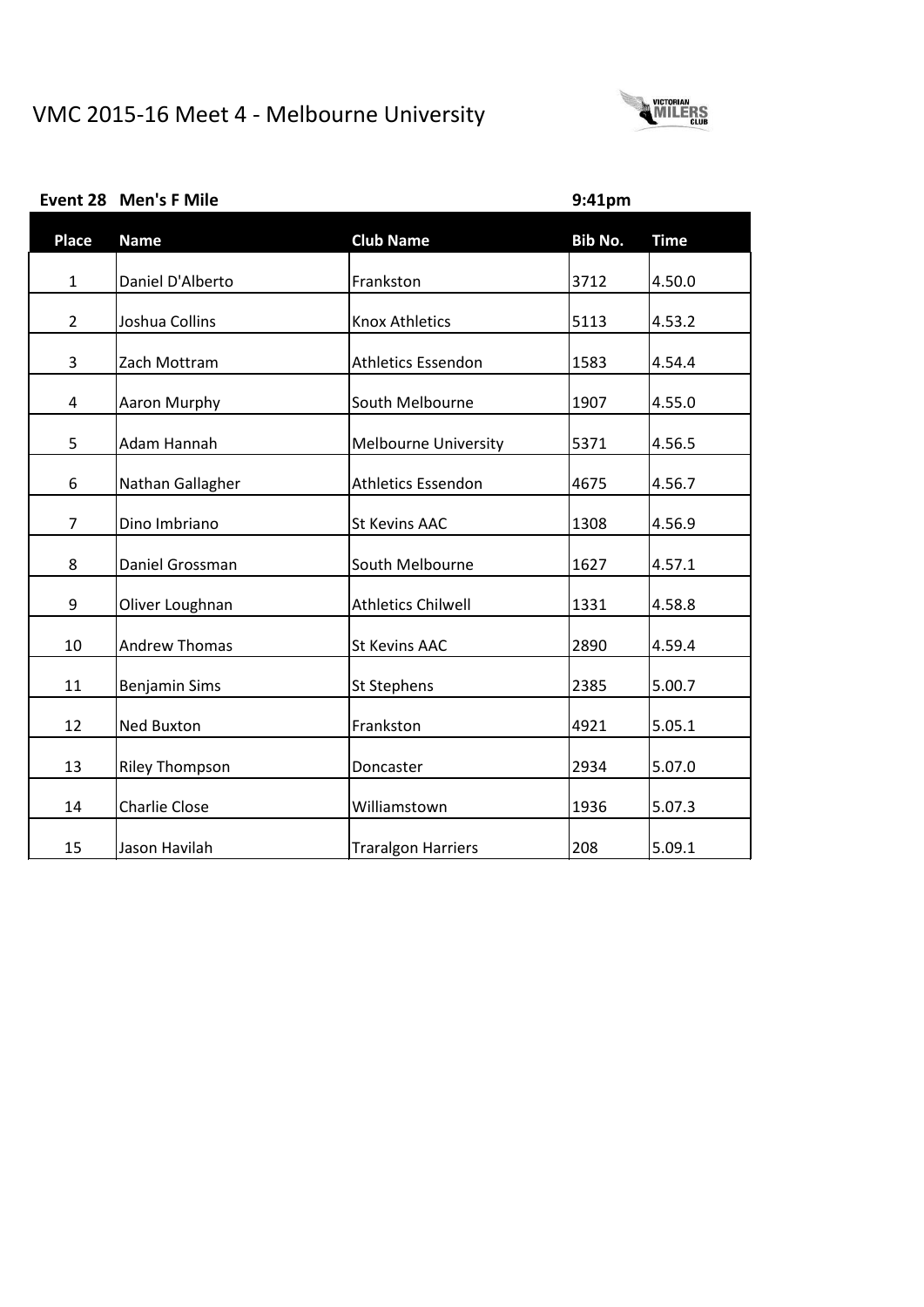# VMC 2015-16 Meet 4 - Melbourne University

**Event 28 Men's F Mile** **9:41pm**

| Place | Name | Club Name | Bib No. | Time |
|---|---|---|---|---|
| 1 | Daniel D'Alberto | Frankston | 3712 | 4.50.0 |
| 2 | Joshua Collins | Knox Athletics | 5113 | 4.53.2 |
| 3 | Zach Mottram | Athletics Essendon | 1583 | 4.54.4 |
| 4 | Aaron Murphy | South Melbourne | 1907 | 4.55.0 |
| 5 | Adam Hannah | Melbourne University | 5371 | 4.56.5 |
| 6 | Nathan Gallagher | Athletics Essendon | 4675 | 4.56.7 |
| 7 | Dino Imbriano | St Kevins AAC | 1308 | 4.56.9 |
| 8 | Daniel Grossman | South Melbourne | 1627 | 4.57.1 |
| 9 | Oliver Loughnan | Athletics Chilwell | 1331 | 4.58.8 |
| 10 | Andrew Thomas | St Kevins AAC | 2890 | 4.59.4 |
| 11 | Benjamin Sims | St Stephens | 2385 | 5.00.7 |
| 12 | Ned Buxton | Frankston | 4921 | 5.05.1 |
| 13 | Riley Thompson | Doncaster | 2934 | 5.07.0 |
| 14 | Charlie Close | Williamstown | 1936 | 5.07.3 |
| 15 | Jason Havilah | Traralgon Harriers | 208 | 5.09.1 |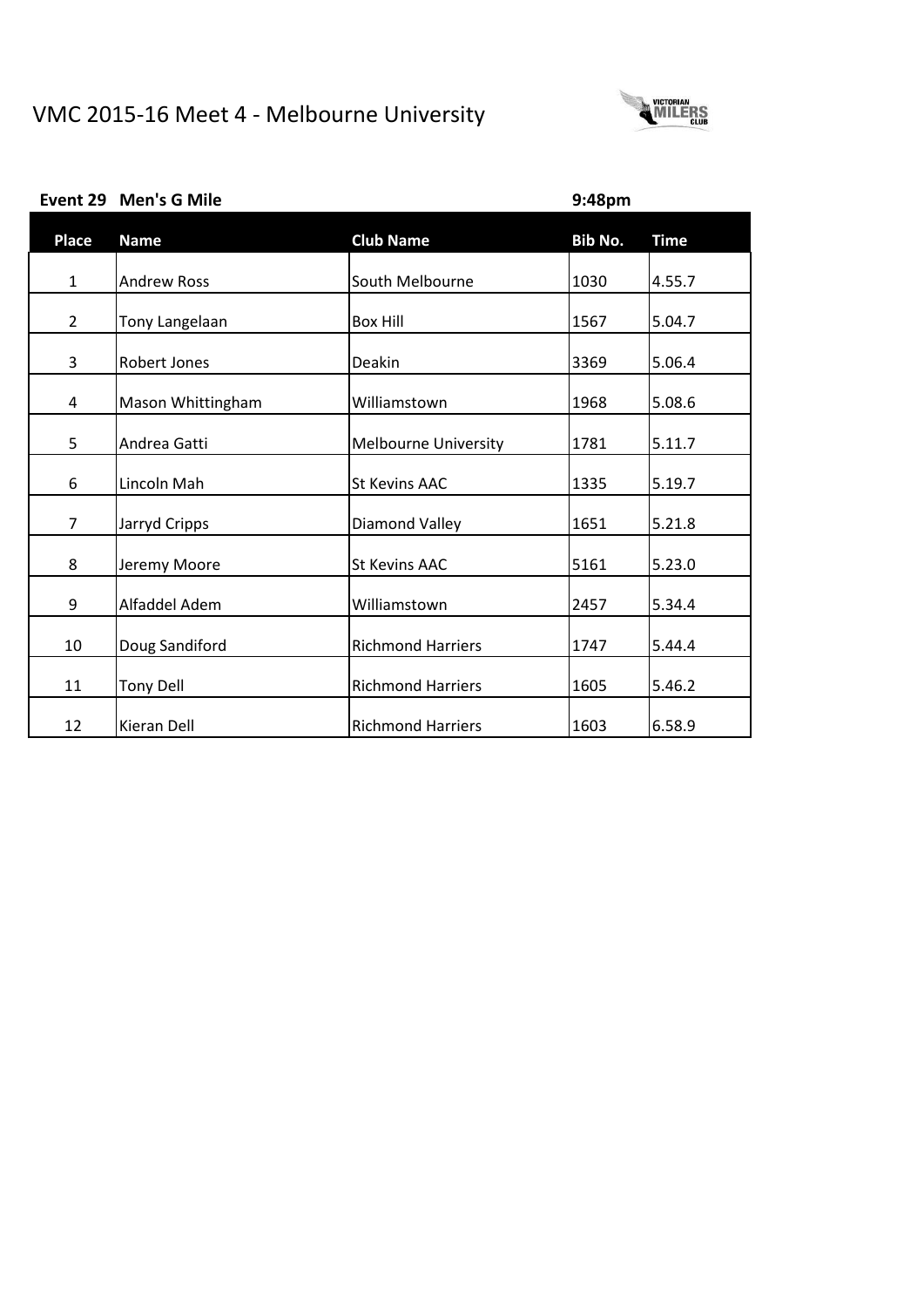# VMC 2015-16 Meet 4 - Melbourne University

**Event 29 Men's G Mile** **9:48pm**

| Place | Name | Club Name | Bib No. | Time |
|---|---|---|---|---|
| 1 | Andrew Ross | South Melbourne | 1030 | 4.55.7 |
| 2 | Tony Langelaan | Box Hill | 1567 | 5.04.7 |
| 3 | Robert Jones | Deakin | 3369 | 5.06.4 |
| 4 | Mason Whittingham | Williamstown | 1968 | 5.08.6 |
| 5 | Andrea Gatti | Melbourne University | 1781 | 5.11.7 |
| 6 | Lincoln Mah | St Kevins AAC | 1335 | 5.19.7 |
| 7 | Jarryd Cripps | Diamond Valley | 1651 | 5.21.8 |
| 8 | Jeremy Moore | St Kevins AAC | 5161 | 5.23.0 |
| 9 | Alfaddel Adem | Williamstown | 2457 | 5.34.4 |
| 10 | Doug Sandiford | Richmond Harriers | 1747 | 5.44.4 |
| 11 | Tony Dell | Richmond Harriers | 1605 | 5.46.2 |
| 12 | Kieran Dell | Richmond Harriers | 1603 | 6.58.9 |